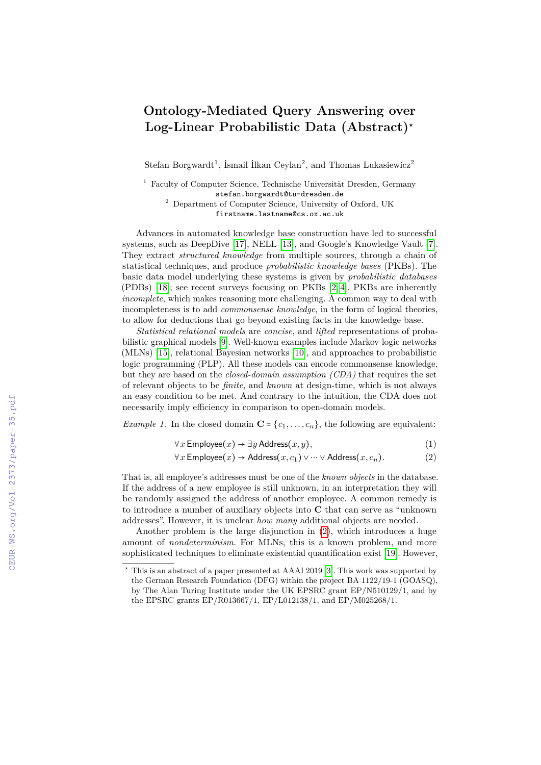# Ontology-Mediated Query Answering over Log-Linear Probabilistic Data (Abstract)*

Stefan Borgwardt[1], İsmail İlkan Ceylan[2], and Thomas Lukasiewicz[2]

[1] Faculty of Computer Science, Technische Universität Dresden, Germany
`stefan.borgwardt@tu-dresden.de`
[2] Department of Computer Science, University of Oxford, UK
`firstname.lastname@cs.ox.ac.uk`

Advances in automated knowledge base construction have led to successful systems, such as DeepDive [17], NELL [13], and Google's Knowledge Vault [7]. They extract *structured knowledge* from multiple sources, through a chain of statistical techniques, and produce *probabilistic knowledge bases* (PKBs). The basic data model underlying these systems is given by *probabilistic databases* (PDBs) [18]; see recent surveys focusing on PKBs [2,4]. PKBs are inherently *incomplete*, which makes reasoning more challenging. A common way to deal with incompleteness is to add *commonsense knowledge*, in the form of logical theories, to allow for deductions that go beyond existing facts in the knowledge base.

*Statistical relational models* are *concise*, and *lifted* representations of probabilistic graphical models [9]. Well-known examples include Markov logic networks (MLNs) [15], relational Bayesian networks [10], and approaches to probabilistic logic programming (PLP). All these models can encode commonsense knowledge, but they are based on the *closed-domain assumption (CDA)* that requires the set of relevant objects to be *finite*, and *known* at design-time, which is not always an easy condition to be met. And contrary to the intuition, the CDA does not necessarily imply efficiency in comparison to open-domain models.

*Example 1.* In the closed domain $\mathbf{C} = \{c_1, \ldots, c_n\}$, the following are equivalent:

$$\forall x\, \mathsf{Employee}(x) \rightarrow \exists y\, \mathsf{Address}(x, y), \tag{1}$$

$$\forall x\, \mathsf{Employee}(x) \rightarrow \mathsf{Address}(x, c_1) \vee \cdots \vee \mathsf{Address}(x, c_n). \tag{2}$$

That is, all employee's addresses must be one of the *known objects* in the database. If the address of a new employee is still unknown, in an interpretation they will be randomly assigned the address of another employee. A common remedy is to introduce a number of auxiliary objects into $\mathbf{C}$ that can serve as "unknown addresses". However, it is unclear *how many* additional objects are needed.

Another problem is the large disjunction in (2), which introduces a huge amount of *nondeterminism*. For MLNs, this is a known problem, and more sophisticated techniques to eliminate existential quantification exist [19]. However,

* This is an abstract of a paper presented at AAAI 2019 [3]. This work was supported by the German Research Foundation (DFG) within the project BA 1122/19-1 (GOASQ), by The Alan Turing Institute under the UK EPSRC grant EP/N510129/1, and by the EPSRC grants EP/R013667/1, EP/L012138/1, and EP/M025268/1.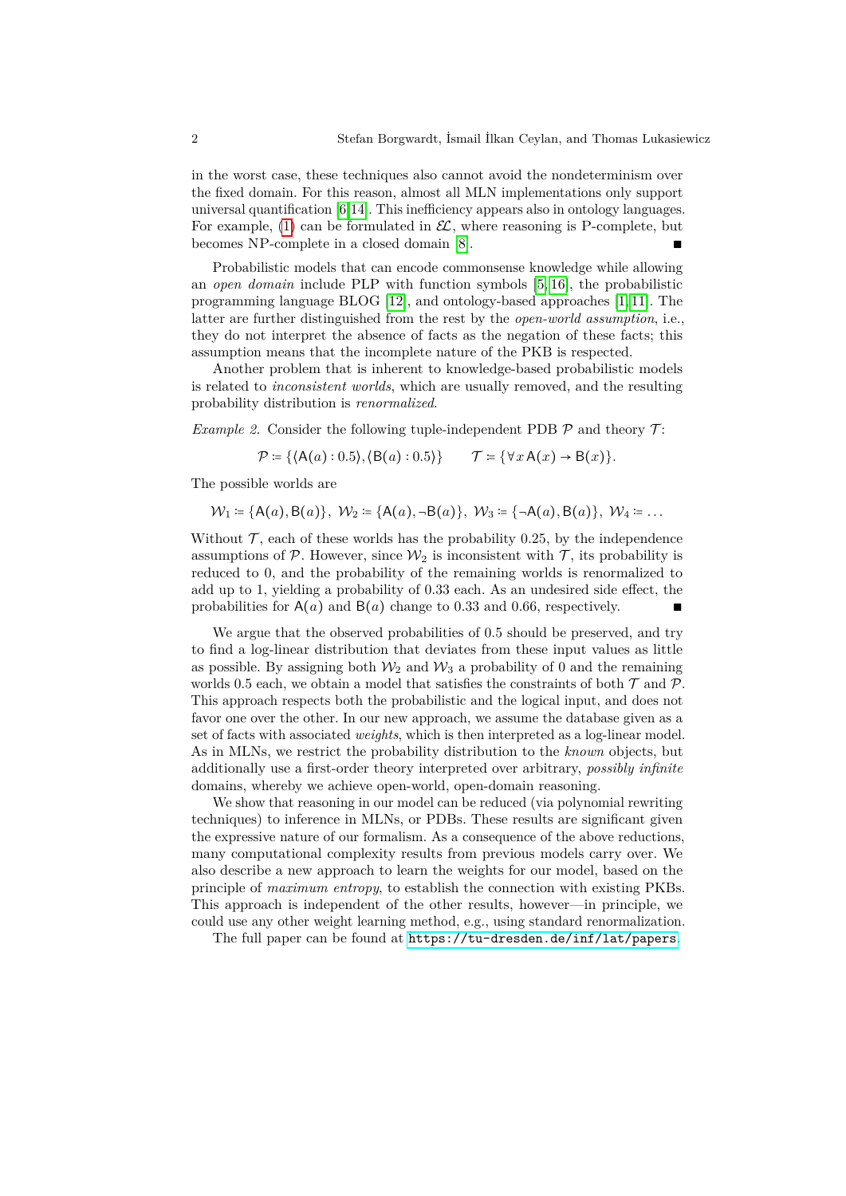in the worst case, these techniques also cannot avoid the nondeterminism over the fixed domain. For this reason, almost all MLN implementations only support universal quantification [6,14]. This inefficiency appears also in ontology languages. For example, (1) can be formulated in $\mathcal{EL}$, where reasoning is P-complete, but becomes NP-complete in a closed domain [8]. ∎

Probabilistic models that can encode commonsense knowledge while allowing an *open domain* include PLP with function symbols [5,16], the probabilistic programming language BLOG [12], and ontology-based approaches [1,11]. The latter are further distinguished from the rest by the *open-world assumption*, i.e., they do not interpret the absence of facts as the negation of these facts; this assumption means that the incomplete nature of the PKB is respected.

Another problem that is inherent to knowledge-based probabilistic models is related to *inconsistent worlds*, which are usually removed, and the resulting probability distribution is *renormalized*.

*Example 2.* Consider the following tuple-independent PDB $\mathcal{P}$ and theory $\mathcal{T}$:

$$\mathcal{P} \coloneqq \{\langle \mathsf{A}(a) : 0.5\rangle, \langle \mathsf{B}(a) : 0.5\rangle\} \qquad \mathcal{T} \coloneqq \{\forall x\, \mathsf{A}(x) \rightarrow \mathsf{B}(x)\}.$$

The possible worlds are

$$\mathcal{W}_1 \coloneqq \{\mathsf{A}(a), \mathsf{B}(a)\},\ \mathcal{W}_2 \coloneqq \{\mathsf{A}(a), \neg\mathsf{B}(a)\},\ \mathcal{W}_3 \coloneqq \{\neg\mathsf{A}(a), \mathsf{B}(a)\},\ \mathcal{W}_4 \coloneqq \dots$$

Without $\mathcal{T}$, each of these worlds has the probability 0.25, by the independence assumptions of $\mathcal{P}$. However, since $\mathcal{W}_2$ is inconsistent with $\mathcal{T}$, its probability is reduced to 0, and the probability of the remaining worlds is renormalized to add up to 1, yielding a probability of 0.33 each. As an undesired side effect, the probabilities for $\mathsf{A}(a)$ and $\mathsf{B}(a)$ change to 0.33 and 0.66, respectively. ∎

We argue that the observed probabilities of 0.5 should be preserved, and try to find a log-linear distribution that deviates from these input values as little as possible. By assigning both $\mathcal{W}_2$ and $\mathcal{W}_3$ a probability of 0 and the remaining worlds 0.5 each, we obtain a model that satisfies the constraints of both $\mathcal{T}$ and $\mathcal{P}$. This approach respects both the probabilistic and the logical input, and does not favor one over the other. In our new approach, we assume the database given as a set of facts with associated *weights*, which is then interpreted as a log-linear model. As in MLNs, we restrict the probability distribution to the *known* objects, but additionally use a first-order theory interpreted over arbitrary, *possibly infinite* domains, whereby we achieve open-world, open-domain reasoning.

We show that reasoning in our model can be reduced (via polynomial rewriting techniques) to inference in MLNs, or PDBs. These results are significant given the expressive nature of our formalism. As a consequence of the above reductions, many computational complexity results from previous models carry over. We also describe a new approach to learn the weights for our model, based on the principle of *maximum entropy*, to establish the connection with existing PKBs. This approach is independent of the other results, however—in principle, we could use any other weight learning method, e.g., using standard renormalization.

The full paper can be found at `https://tu-dresden.de/inf/lat/papers`.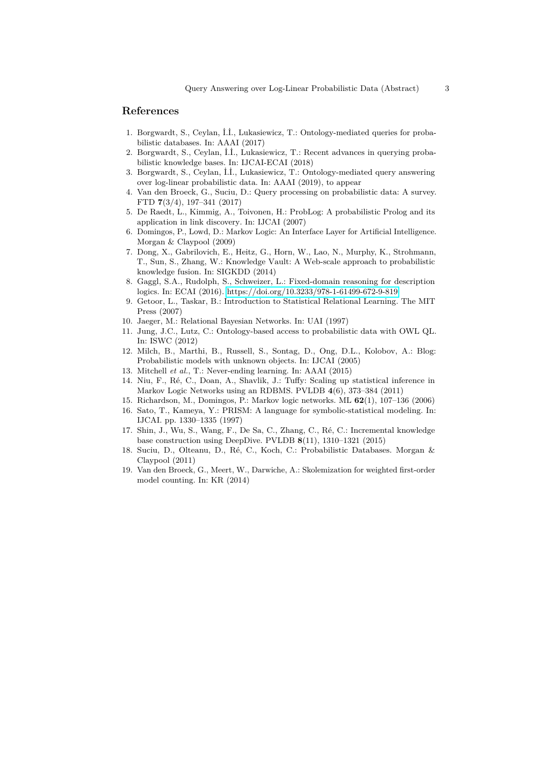## References

1. Borgwardt, S., Ceylan, İ.İ., Lukasiewicz, T.: Ontology-mediated queries for probabilistic databases. In: AAAI (2017)
2. Borgwardt, S., Ceylan, İ.İ., Lukasiewicz, T.: Recent advances in querying probabilistic knowledge bases. In: IJCAI-ECAI (2018)
3. Borgwardt, S., Ceylan, İ.İ., Lukasiewicz, T.: Ontology-mediated query answering over log-linear probabilistic data. In: AAAI (2019), to appear
4. Van den Broeck, G., Suciu, D.: Query processing on probabilistic data: A survey. FTD **7**(3/4), 197–341 (2017)
5. De Raedt, L., Kimmig, A., Toivonen, H.: ProbLog: A probabilistic Prolog and its application in link discovery. In: IJCAI (2007)
6. Domingos, P., Lowd, D.: Markov Logic: An Interface Layer for Artificial Intelligence. Morgan & Claypool (2009)
7. Dong, X., Gabrilovich, E., Heitz, G., Horn, W., Lao, N., Murphy, K., Strohmann, T., Sun, S., Zhang, W.: Knowledge Vault: A Web-scale approach to probabilistic knowledge fusion. In: SIGKDD (2014)
8. Gaggl, S.A., Rudolph, S., Schweizer, L.: Fixed-domain reasoning for description logics. In: ECAI (2016). https://doi.org/10.3233/978-1-61499-672-9-819
9. Getoor, L., Taskar, B.: Introduction to Statistical Relational Learning. The MIT Press (2007)
10. Jaeger, M.: Relational Bayesian Networks. In: UAI (1997)
11. Jung, J.C., Lutz, C.: Ontology-based access to probabilistic data with OWL QL. In: ISWC (2012)
12. Milch, B., Marthi, B., Russell, S., Sontag, D., Ong, D.L., Kolobov, A.: Blog: Probabilistic models with unknown objects. In: IJCAI (2005)
13. Mitchell *et al.*, T.: Never-ending learning. In: AAAI (2015)
14. Niu, F., Ré, C., Doan, A., Shavlik, J.: Tuffy: Scaling up statistical inference in Markov Logic Networks using an RDBMS. PVLDB **4**(6), 373–384 (2011)
15. Richardson, M., Domingos, P.: Markov logic networks. ML **62**(1), 107–136 (2006)
16. Sato, T., Kameya, Y.: PRISM: A language for symbolic-statistical modeling. In: IJCAI. pp. 1330–1335 (1997)
17. Shin, J., Wu, S., Wang, F., De Sa, C., Zhang, C., Ré, C.: Incremental knowledge base construction using DeepDive. PVLDB **8**(11), 1310–1321 (2015)
18. Suciu, D., Olteanu, D., Ré, C., Koch, C.: Probabilistic Databases. Morgan & Claypool (2011)
19. Van den Broeck, G., Meert, W., Darwiche, A.: Skolemization for weighted first-order model counting. In: KR (2014)